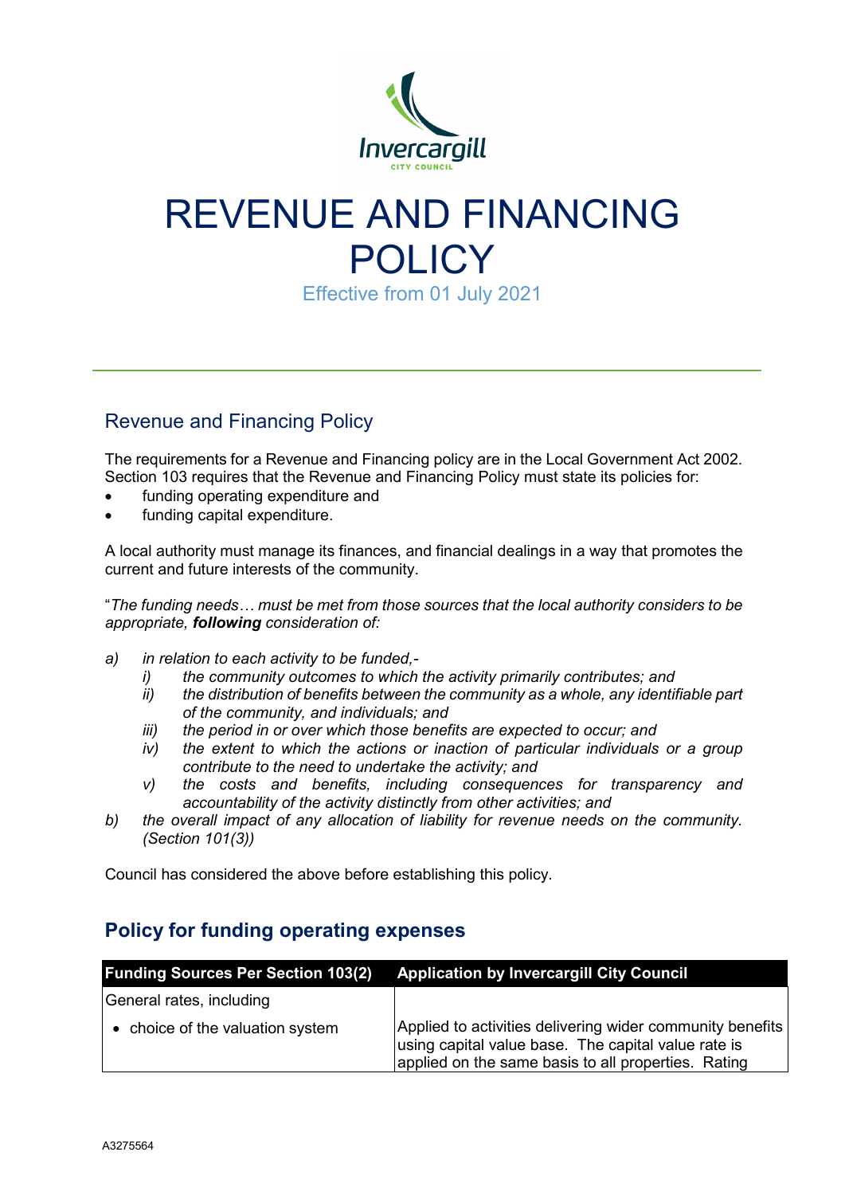# REVENUE AND FINANCING POLICY

Effective from 01 July 2021

## Revenue and Financing Policy

The requirements for a Revenue and Financing policy are in the Local Government Act 2002. Section 103 requires that the Revenue and Financing Policy must state its policies for:

- funding operating expenditure and
- funding capital expenditure.

A local authority must manage its finances, and financial dealings in a way that promotes the current and future interests of the community.

"*The funding needs… must be met from those sources that the local authority considers to be appropriate, **following** consideration of:*

*a) in relation to each activity to be funded,-*
   *i) the community outcomes to which the activity primarily contributes; and*
   *ii) the distribution of benefits between the community as a whole, any identifiable part of the community, and individuals; and*
   *iii) the period in or over which those benefits are expected to occur; and*
   *iv) the extent to which the actions or inaction of particular individuals or a group contribute to the need to undertake the activity; and*
   *v) the costs and benefits, including consequences for transparency and accountability of the activity distinctly from other activities; and*

*b) the overall impact of any allocation of liability for revenue needs on the community. (Section 101(3))*

Council has considered the above before establishing this policy.

## Policy for funding operating expenses

| Funding Sources Per Section 103(2) | Application by Invercargill City Council |
|---|---|
| General rates, including | |
| • choice of the valuation system | Applied to activities delivering wider community benefits using capital value base. The capital value rate is applied on the same basis to all properties. Rating |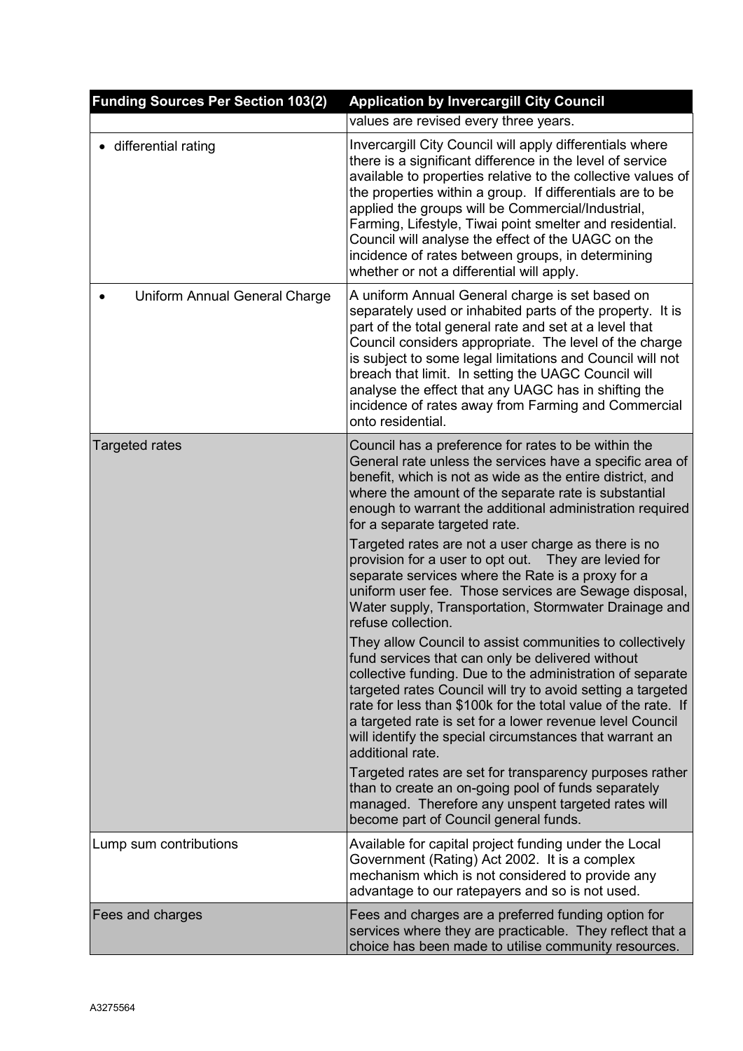| Funding Sources Per Section 103(2) | Application by Invercargill City Council |
|---|---|
| | values are revised every three years. |
| • differential rating | Invercargill City Council will apply differentials where there is a significant difference in the level of service available to properties relative to the collective values of the properties within a group. If differentials are to be applied the groups will be Commercial/Industrial, Farming, Lifestyle, Tiwai point smelter and residential. Council will analyse the effect of the UAGC on the incidence of rates between groups, in determining whether or not a differential will apply. |
| • Uniform Annual General Charge | A uniform Annual General charge is set based on separately used or inhabited parts of the property. It is part of the total general rate and set at a level that Council considers appropriate. The level of the charge is subject to some legal limitations and Council will not breach that limit. In setting the UAGC Council will analyse the effect that any UAGC has in shifting the incidence of rates away from Farming and Commercial onto residential. |
| Targeted rates | Council has a preference for rates to be within the General rate unless the services have a specific area of benefit, which is not as wide as the entire district, and where the amount of the separate rate is substantial enough to warrant the additional administration required for a separate targeted rate.<br><br>Targeted rates are not a user charge as there is no provision for a user to opt out. They are levied for separate services where the Rate is a proxy for a uniform user fee. Those services are Sewage disposal, Water supply, Transportation, Stormwater Drainage and refuse collection.<br><br>They allow Council to assist communities to collectively fund services that can only be delivered without collective funding. Due to the administration of separate targeted rates Council will try to avoid setting a targeted rate for less than $100k for the total value of the rate. If a targeted rate is set for a lower revenue level Council will identify the special circumstances that warrant an additional rate.<br><br>Targeted rates are set for transparency purposes rather than to create an on-going pool of funds separately managed. Therefore any unspent targeted rates will become part of Council general funds. |
| Lump sum contributions | Available for capital project funding under the Local Government (Rating) Act 2002. It is a complex mechanism which is not considered to provide any advantage to our ratepayers and so is not used. |
| Fees and charges | Fees and charges are a preferred funding option for services where they are practicable. They reflect that a choice has been made to utilise community resources. |

A3275564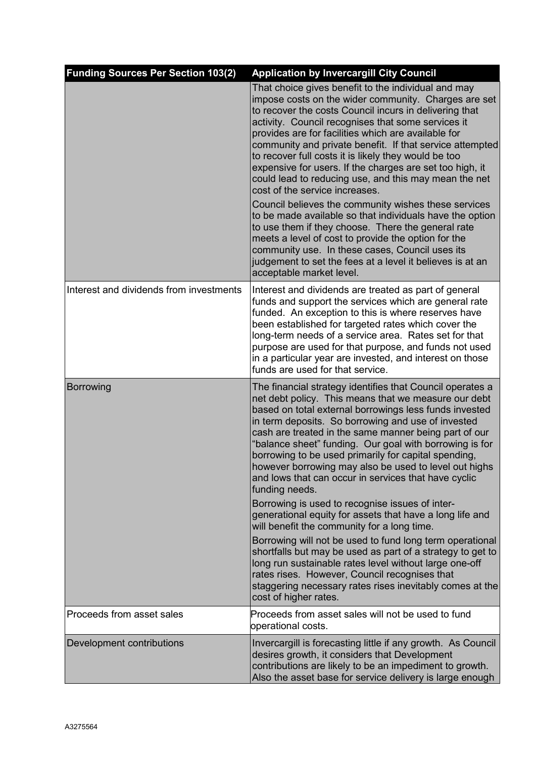| Funding Sources Per Section 103(2) | Application by Invercargill City Council |
|---|---|
| | That choice gives benefit to the individual and may impose costs on the wider community. Charges are set to recover the costs Council incurs in delivering that activity. Council recognises that some services it provides are for facilities which are available for community and private benefit. If that service attempted to recover full costs it is likely they would be too expensive for users. If the charges are set too high, it could lead to reducing use, and this may mean the net cost of the service increases.<br><br>Council believes the community wishes these services to be made available so that individuals have the option to use them if they choose. There the general rate meets a level of cost to provide the option for the community use. In these cases, Council uses its judgement to set the fees at a level it believes is at an acceptable market level. |
| Interest and dividends from investments | Interest and dividends are treated as part of general funds and support the services which are general rate funded. An exception to this is where reserves have been established for targeted rates which cover the long-term needs of a service area. Rates set for that purpose are used for that purpose, and funds not used in a particular year are invested, and interest on those funds are used for that service. |
| Borrowing | The financial strategy identifies that Council operates a net debt policy. This means that we measure our debt based on total external borrowings less funds invested in term deposits. So borrowing and use of invested cash are treated in the same manner being part of our "balance sheet" funding. Our goal with borrowing is for borrowing to be used primarily for capital spending, however borrowing may also be used to level out highs and lows that can occur in services that have cyclic funding needs.<br><br>Borrowing is used to recognise issues of inter-generational equity for assets that have a long life and will benefit the community for a long time.<br><br>Borrowing will not be used to fund long term operational shortfalls but may be used as part of a strategy to get to long run sustainable rates level without large one-off rates rises. However, Council recognises that staggering necessary rates rises inevitably comes at the cost of higher rates. |
| Proceeds from asset sales | Proceeds from asset sales will not be used to fund operational costs. |
| Development contributions | Invercargill is forecasting little if any growth. As Council desires growth, it considers that Development contributions are likely to be an impediment to growth. Also the asset base for service delivery is large enough |

A3275564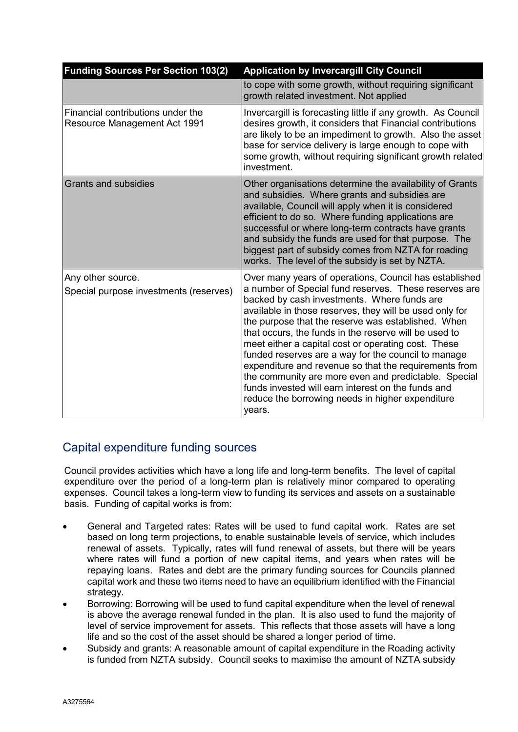| Funding Sources Per Section 103(2) | Application by Invercargill City Council |
|---|---|
| | to cope with some growth, without requiring significant growth related investment. Not applied |
| Financial contributions under the Resource Management Act 1991 | Invercargill is forecasting little if any growth. As Council desires growth, it considers that Financial contributions are likely to be an impediment to growth. Also the asset base for service delivery is large enough to cope with some growth, without requiring significant growth related investment. |
| Grants and subsidies | Other organisations determine the availability of Grants and subsidies. Where grants and subsidies are available, Council will apply when it is considered efficient to do so. Where funding applications are successful or where long-term contracts have grants and subsidy the funds are used for that purpose. The biggest part of subsidy comes from NZTA for roading works. The level of the subsidy is set by NZTA. |
| Any other source.<br>Special purpose investments (reserves) | Over many years of operations, Council has established a number of Special fund reserves. These reserves are backed by cash investments. Where funds are available in those reserves, they will be used only for the purpose that the reserve was established. When that occurs, the funds in the reserve will be used to meet either a capital cost or operating cost. These funded reserves are a way for the council to manage expenditure and revenue so that the requirements from the community are more even and predictable. Special funds invested will earn interest on the funds and reduce the borrowing needs in higher expenditure years. |

## Capital expenditure funding sources

Council provides activities which have a long life and long-term benefits. The level of capital expenditure over the period of a long-term plan is relatively minor compared to operating expenses. Council takes a long-term view to funding its services and assets on a sustainable basis. Funding of capital works is from:

- General and Targeted rates: Rates will be used to fund capital work. Rates are set based on long term projections, to enable sustainable levels of service, which includes renewal of assets. Typically, rates will fund renewal of assets, but there will be years where rates will fund a portion of new capital items, and years when rates will be repaying loans. Rates and debt are the primary funding sources for Councils planned capital work and these two items need to have an equilibrium identified with the Financial strategy.
- Borrowing: Borrowing will be used to fund capital expenditure when the level of renewal is above the average renewal funded in the plan. It is also used to fund the majority of level of service improvement for assets. This reflects that those assets will have a long life and so the cost of the asset should be shared a longer period of time.
- Subsidy and grants: A reasonable amount of capital expenditure in the Roading activity is funded from NZTA subsidy. Council seeks to maximise the amount of NZTA subsidy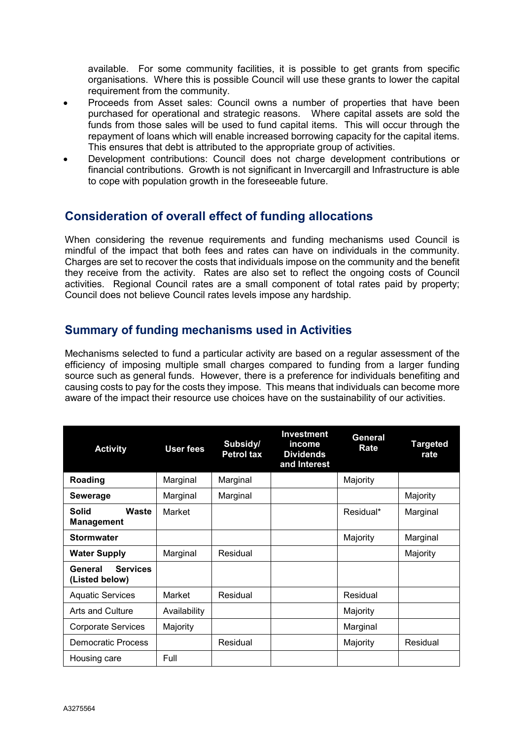available. For some community facilities, it is possible to get grants from specific organisations. Where this is possible Council will use these grants to lower the capital requirement from the community.

- Proceeds from Asset sales: Council owns a number of properties that have been purchased for operational and strategic reasons. Where capital assets are sold the funds from those sales will be used to fund capital items. This will occur through the repayment of loans which will enable increased borrowing capacity for the capital items. This ensures that debt is attributed to the appropriate group of activities.
- Development contributions: Council does not charge development contributions or financial contributions. Growth is not significant in Invercargill and Infrastructure is able to cope with population growth in the foreseeable future.

## Consideration of overall effect of funding allocations

When considering the revenue requirements and funding mechanisms used Council is mindful of the impact that both fees and rates can have on individuals in the community. Charges are set to recover the costs that individuals impose on the community and the benefit they receive from the activity. Rates are also set to reflect the ongoing costs of Council activities. Regional Council rates are a small component of total rates paid by property; Council does not believe Council rates levels impose any hardship.

## Summary of funding mechanisms used in Activities

Mechanisms selected to fund a particular activity are based on a regular assessment of the efficiency of imposing multiple small charges compared to funding from a larger funding source such as general funds. However, there is a preference for individuals benefiting and causing costs to pay for the costs they impose. This means that individuals can become more aware of the impact their resource use choices have on the sustainability of our activities.

| Activity | User fees | Subsidy/ Petrol tax | Investment income Dividends and Interest | General Rate | Targeted rate |
|---|---|---|---|---|---|
| **Roading** | Marginal | Marginal | | Majority | |
| **Sewerage** | Marginal | Marginal | | | Majority |
| **Solid Waste Management** | Market | | | Residual* | Marginal |
| **Stormwater** | | | | Majority | Marginal |
| **Water Supply** | Marginal | Residual | | | Majority |
| **General Services (Listed below)** | | | | | |
| Aquatic Services | Market | Residual | | Residual | |
| Arts and Culture | Availability | | | Majority | |
| Corporate Services | Majority | | | Marginal | |
| Democratic Process | | Residual | | Majority | Residual |
| Housing care | Full | | | | |

A3275564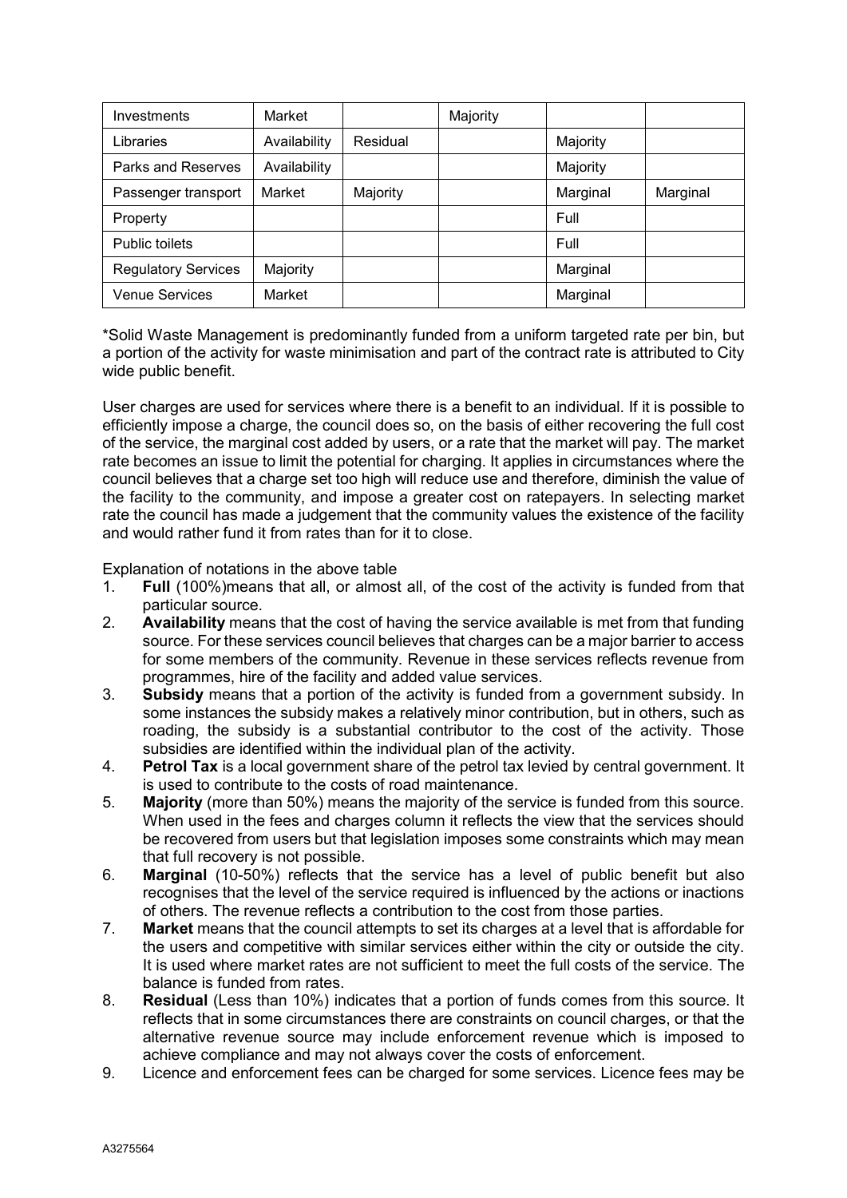| | | | | | |
|---|---|---|---|---|---|
| Investments | Market | | Majority | | |
| Libraries | Availability | Residual | | Majority | |
| Parks and Reserves | Availability | | | Majority | |
| Passenger transport | Market | Majority | | Marginal | Marginal |
| Property | | | | Full | |
| Public toilets | | | | Full | |
| Regulatory Services | Majority | | | Marginal | |
| Venue Services | Market | | | Marginal | |

*Solid Waste Management is predominantly funded from a uniform targeted rate per bin, but a portion of the activity for waste minimisation and part of the contract rate is attributed to City wide public benefit.

User charges are used for services where there is a benefit to an individual. If it is possible to efficiently impose a charge, the council does so, on the basis of either recovering the full cost of the service, the marginal cost added by users, or a rate that the market will pay. The market rate becomes an issue to limit the potential for charging. It applies in circumstances where the council believes that a charge set too high will reduce use and therefore, diminish the value of the facility to the community, and impose a greater cost on ratepayers. In selecting market rate the council has made a judgement that the community values the existence of the facility and would rather fund it from rates than for it to close.

Explanation of notations in the above table

1. **Full** (100%)means that all, or almost all, of the cost of the activity is funded from that particular source.
2. **Availability** means that the cost of having the service available is met from that funding source. For these services council believes that charges can be a major barrier to access for some members of the community. Revenue in these services reflects revenue from programmes, hire of the facility and added value services.
3. **Subsidy** means that a portion of the activity is funded from a government subsidy. In some instances the subsidy makes a relatively minor contribution, but in others, such as roading, the subsidy is a substantial contributor to the cost of the activity. Those subsidies are identified within the individual plan of the activity.
4. **Petrol Tax** is a local government share of the petrol tax levied by central government. It is used to contribute to the costs of road maintenance.
5. **Majority** (more than 50%) means the majority of the service is funded from this source. When used in the fees and charges column it reflects the view that the services should be recovered from users but that legislation imposes some constraints which may mean that full recovery is not possible.
6. **Marginal** (10-50%) reflects that the service has a level of public benefit but also recognises that the level of the service required is influenced by the actions or inactions of others. The revenue reflects a contribution to the cost from those parties.
7. **Market** means that the council attempts to set its charges at a level that is affordable for the users and competitive with similar services either within the city or outside the city. It is used where market rates are not sufficient to meet the full costs of the service. The balance is funded from rates.
8. **Residual** (Less than 10%) indicates that a portion of funds comes from this source. It reflects that in some circumstances there are constraints on council charges, or that the alternative revenue source may include enforcement revenue which is imposed to achieve compliance and may not always cover the costs of enforcement.
9. Licence and enforcement fees can be charged for some services. Licence fees may be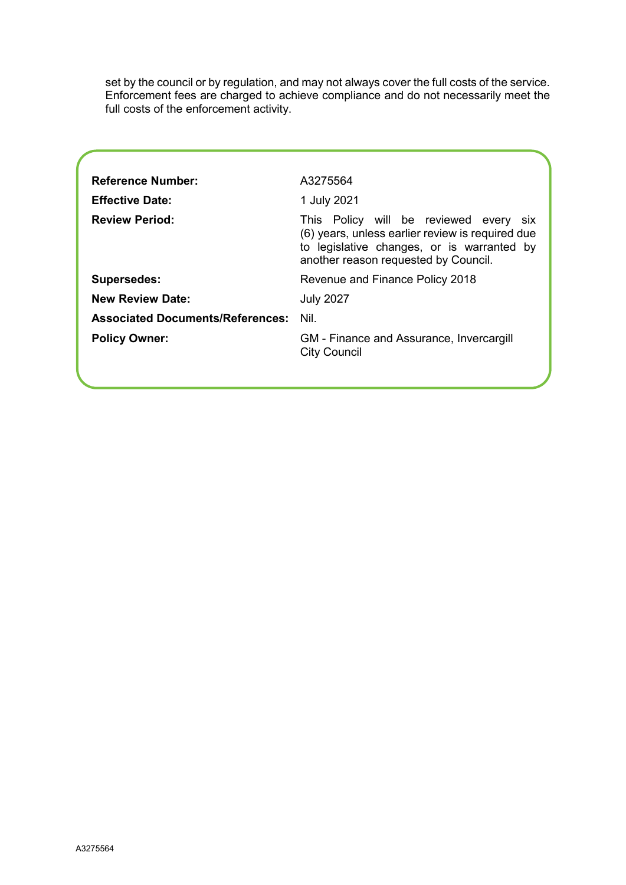set by the council or by regulation, and may not always cover the full costs of the service. Enforcement fees are charged to achieve compliance and do not necessarily meet the full costs of the enforcement activity.

| | |
|---|---|
| **Reference Number:** | A3275564 |
| **Effective Date:** | 1 July 2021 |
| **Review Period:** | This Policy will be reviewed every six (6) years, unless earlier review is required due to legislative changes, or is warranted by another reason requested by Council. |
| **Supersedes:** | Revenue and Finance Policy 2018 |
| **New Review Date:** | July 2027 |
| **Associated Documents/References:** | Nil. |
| **Policy Owner:** | GM - Finance and Assurance, Invercargill City Council |